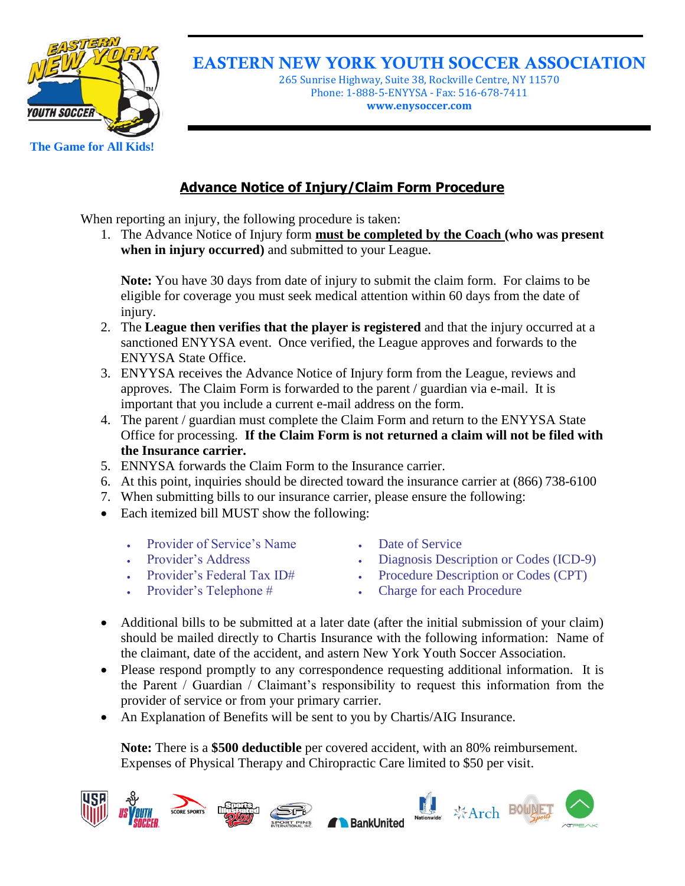# EASTERN NEW YORK YOUTH SOCCER ASSOCIATION

265 Sunrise Highway, Suite 38, Rockville Centre, NY 11570
Phone: 1-888-5-ENYYSA - Fax: 516-678-7411
**www.enysoccer.com**

**The Game for All Kids!**

## Advance Notice of Injury/Claim Form Procedure

When reporting an injury, the following procedure is taken:

1. The Advance Notice of Injury form **must be completed by the Coach (who was present when in injury occurred)** and submitted to your League.

   **Note:** You have 30 days from date of injury to submit the claim form. For claims to be eligible for coverage you must seek medical attention within 60 days from the date of injury.
2. The **League then verifies that the player is registered** and that the injury occurred at a sanctioned ENYYSA event. Once verified, the League approves and forwards to the ENYYSA State Office.
3. ENYYSA receives the Advance Notice of Injury form from the League, reviews and approves. The Claim Form is forwarded to the parent / guardian via e-mail. It is important that you include a current e-mail address on the form.
4. The parent / guardian must complete the Claim Form and return to the ENYYSA State Office for processing. **If the Claim Form is not returned a claim will not be filed with the Insurance carrier.**
5. ENNYSA forwards the Claim Form to the Insurance carrier.
6. At this point, inquiries should be directed toward the insurance carrier at (866) 738-6100
7. When submitting bills to our insurance carrier, please ensure the following:

- Each itemized bill MUST show the following:
  - Provider of Service's Name
  - Provider's Address
  - Provider's Federal Tax ID#
  - Provider's Telephone #
  - Date of Service
  - Diagnosis Description or Codes (ICD-9)
  - Procedure Description or Codes (CPT)
  - Charge for each Procedure
- Additional bills to be submitted at a later date (after the initial submission of your claim) should be mailed directly to Chartis Insurance with the following information: Name of the claimant, date of the accident, and astern New York Youth Soccer Association.
- Please respond promptly to any correspondence requesting additional information. It is the Parent / Guardian / Claimant's responsibility to request this information from the provider of service or from your primary carrier.
- An Explanation of Benefits will be sent to you by Chartis/AIG Insurance.

**Note:** There is a **$500 deductible** per covered accident, with an 80% reimbursement. Expenses of Physical Therapy and Chiropractic Care limited to $50 per visit.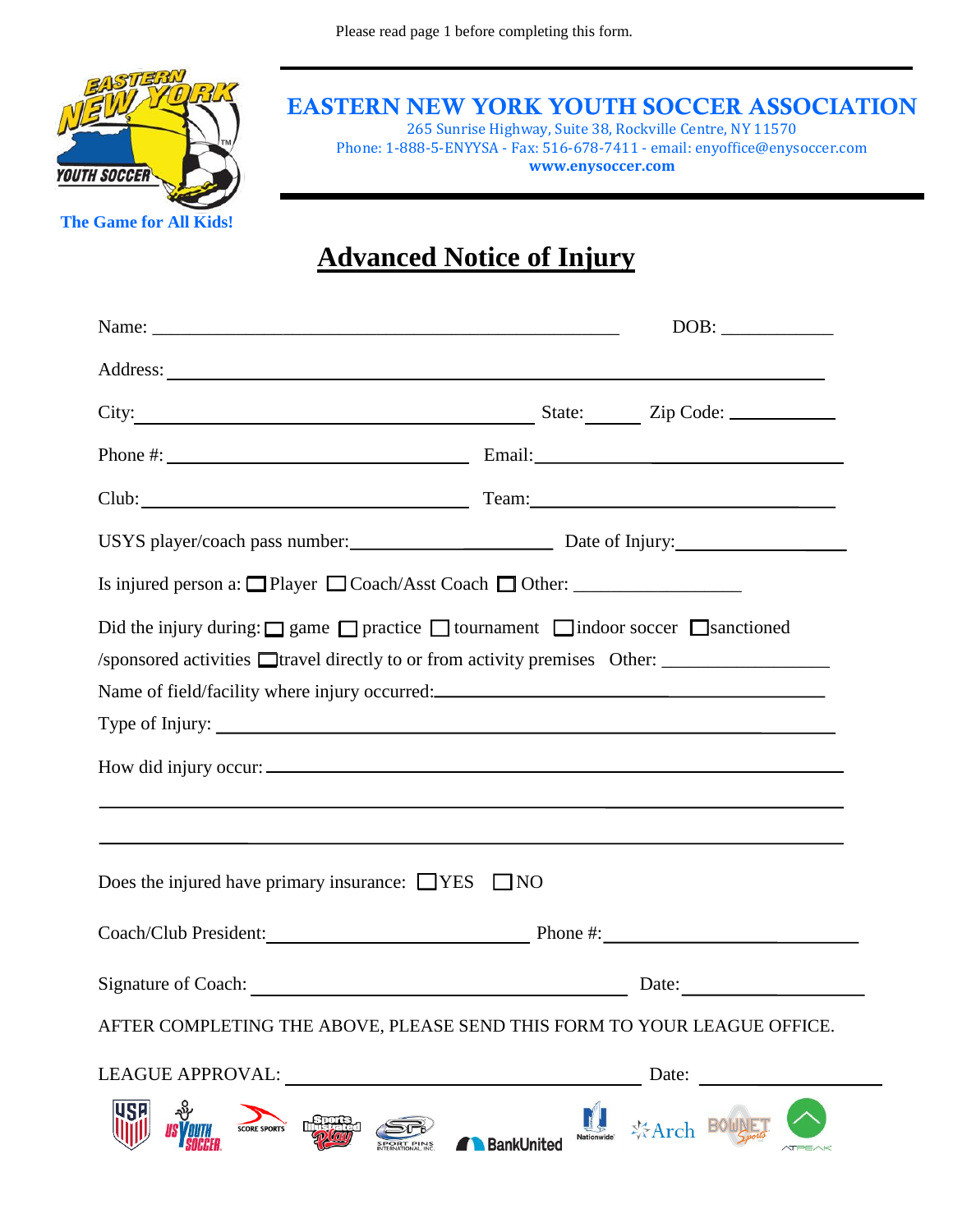Please read page 1 before completing this form.

# EASTERN NEW YORK YOUTH SOCCER ASSOCIATION

265 Sunrise Highway, Suite 38, Rockville Centre, NY 11570
Phone: 1-888-5-ENYYSA - Fax: 516-678-7411 - email: enyoffice@enysoccer.com
**www.enysoccer.com**

**The Game for All Kids!**

## Advanced Notice of Injury

Name: ______________________________________________ DOB: ___________

Address: ____________________________________________________________

City: ______________________________________ State: ______ Zip Code: __________

Phone #: ____________________________ Email: ______________________________

Club: ______________________________ Team: ______________________________

USYS player/coach pass number: ____________________ Date of Injury: ________________

Is injured person a: ☐ Player ☐ Coach/Asst Coach ☐ Other: _______________

Did the injury during: ☐ game ☐ practice ☐ tournament ☐ indoor soccer ☐ sanctioned /sponsored activities ☐ travel directly to or from activity premises Other: _______________

Name of field/facility where injury occurred: _______________________________________

Type of Injury: _______________________________________________________________

How did injury occur: ___________________________________________________________

_____________________________________________________________________________

_____________________________________________________________________________

Does the injured have primary insurance: ☐ YES ☐ NO

Coach/Club President: __________________________ Phone #: ________________________

Signature of Coach: ____________________________________ Date: ________________

AFTER COMPLETING THE ABOVE, PLEASE SEND THIS FORM TO YOUR LEAGUE OFFICE.

LEAGUE APPROVAL: ____________________________________ Date: ________________